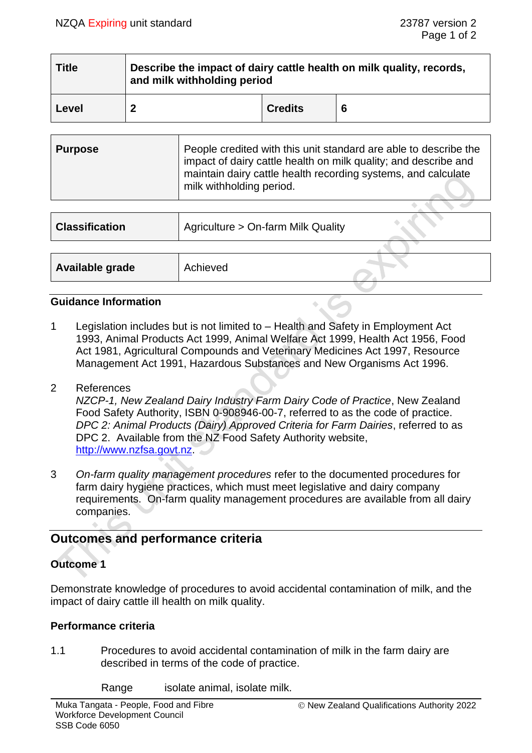| Title | Describe the impact of dairy cattle health on milk quality, records, and milk withholding period | | |
|---|---|---|---|
| Level | 2 | Credits | 6 |

| Purpose | People credited with this unit standard are able to describe the impact of dairy cattle health on milk quality; and describe and maintain dairy cattle health recording systems, and calculate milk withholding period. |
|---|---|

| Classification | Agriculture > On-farm Milk Quality |
|---|---|

| Available grade | Achieved |
|---|---|

### Guidance Information

1 Legislation includes but is not limited to – Health and Safety in Employment Act 1993, Animal Products Act 1999, Animal Welfare Act 1999, Health Act 1956, Food Act 1981, Agricultural Compounds and Veterinary Medicines Act 1997, Resource Management Act 1991, Hazardous Substances and New Organisms Act 1996.

2 References
*NZCP-1, New Zealand Dairy Industry Farm Dairy Code of Practice*, New Zealand Food Safety Authority, ISBN 0-908946-00-7, referred to as the code of practice.
*DPC 2: Animal Products (Dairy) Approved Criteria for Farm Dairies*, referred to as DPC 2. Available from the NZ Food Safety Authority website, http://www.nzfsa.govt.nz.

3 *On-farm quality management procedures* refer to the documented procedures for farm dairy hygiene practices, which must meet legislative and dairy company requirements. On-farm quality management procedures are available from all dairy companies.

## Outcomes and performance criteria

### Outcome 1

Demonstrate knowledge of procedures to avoid accidental contamination of milk, and the impact of dairy cattle ill health on milk quality.

### Performance criteria

1.1 Procedures to avoid accidental contamination of milk in the farm dairy are described in terms of the code of practice.

Range isolate animal, isolate milk.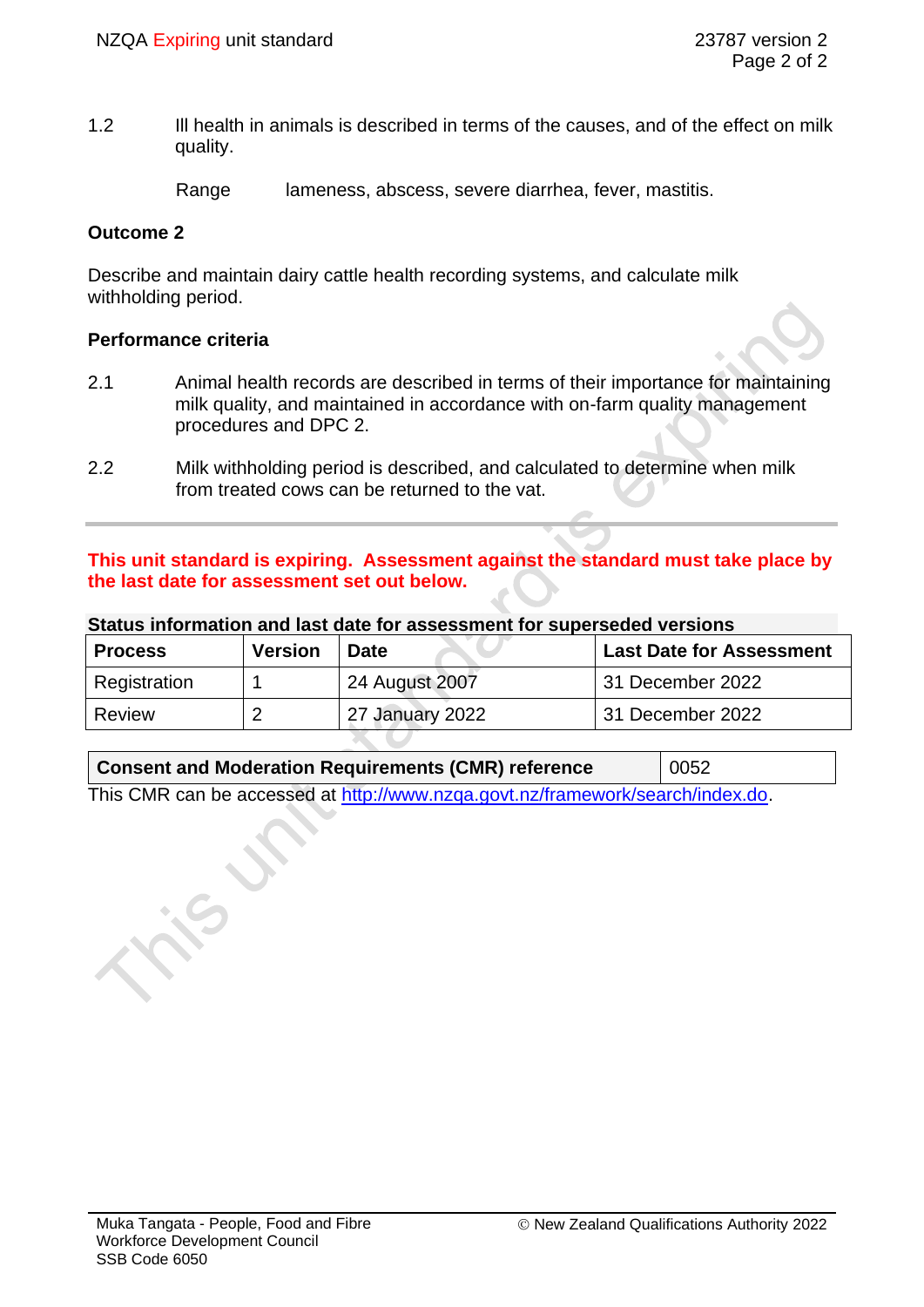1.2 Ill health in animals is described in terms of the causes, and of the effect on milk quality.

Range lameness, abscess, severe diarrhea, fever, mastitis.

**Outcome 2**

Describe and maintain dairy cattle health recording systems, and calculate milk withholding period.

**Performance criteria**

2.1 Animal health records are described in terms of their importance for maintaining milk quality, and maintained in accordance with on-farm quality management procedures and DPC 2.

2.2 Milk withholding period is described, and calculated to determine when milk from treated cows can be returned to the vat.

---

**This unit standard is expiring. Assessment against the standard must take place by the last date for assessment set out below.**

**Status information and last date for assessment for superseded versions**

| **Process** | **Version** | **Date** | **Last Date for Assessment** |
|---|---|---|---|
| Registration | 1 | 24 August 2007 | 31 December 2022 |
| Review | 2 | 27 January 2022 | 31 December 2022 |

| **Consent and Moderation Requirements (CMR) reference** | 0052 |
|---|---|

This CMR can be accessed at http://www.nzqa.govt.nz/framework/search/index.do.

Muka Tangata - People, Food and Fibre Workforce Development Council
SSB Code 6050

© New Zealand Qualifications Authority 2022